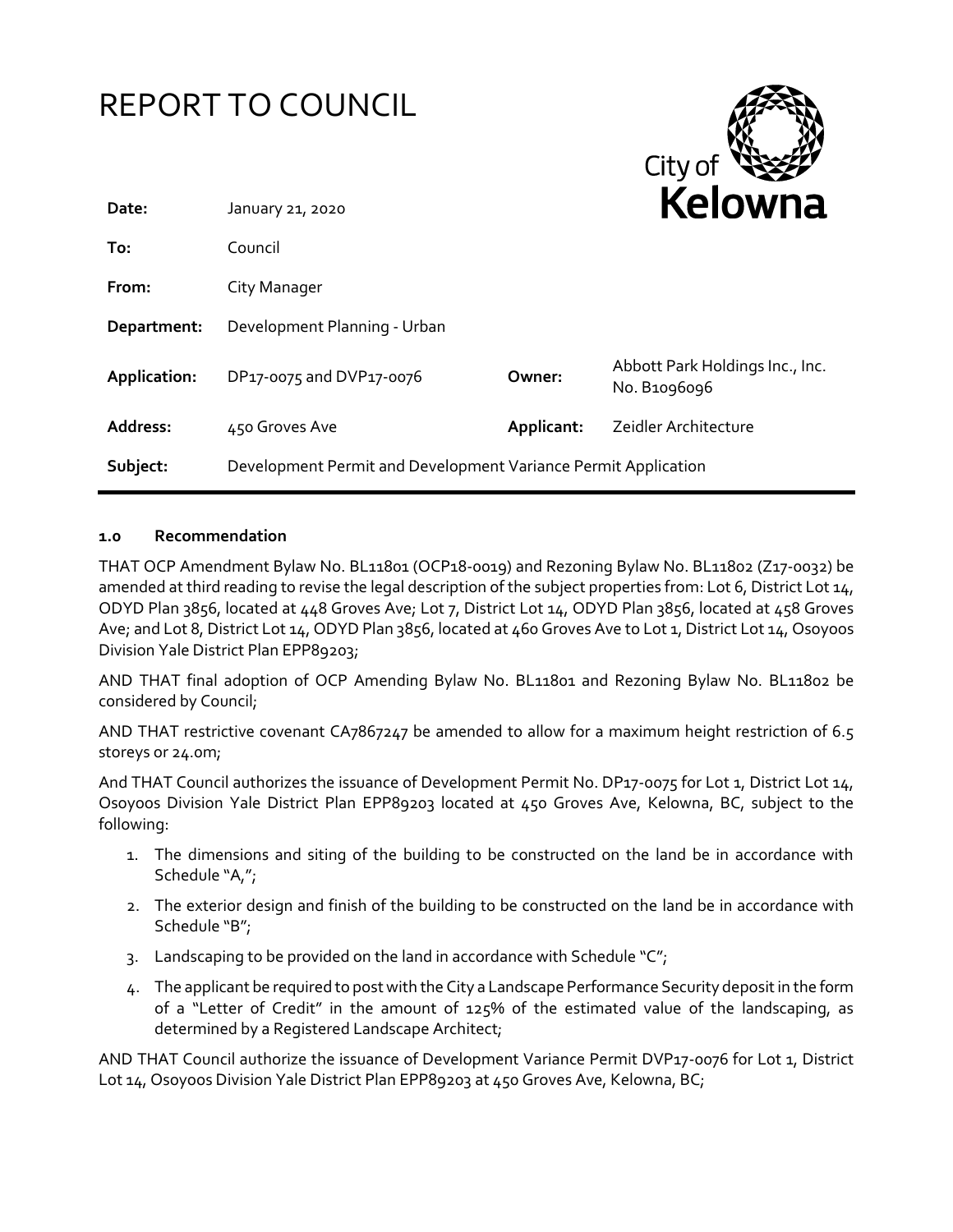# REPORT TO COUNCIL

| | | | |
|---|---|---|---|
| **Date:** | January 21, 2020 | | |
| **To:** | Council | | |
| **From:** | City Manager | | |
| **Department:** | Development Planning - Urban | | |
| **Application:** | DP17-0075 and DVP17-0076 | **Owner:** | Abbott Park Holdings Inc., Inc. No. B1096096 |
| **Address:** | 450 Groves Ave | **Applicant:** | Zeidler Architecture |
| **Subject:** | Development Permit and Development Variance Permit Application | | |

## 1.0 Recommendation

THAT OCP Amendment Bylaw No. BL11801 (OCP18-0019) and Rezoning Bylaw No. BL11802 (Z17-0032) be amended at third reading to revise the legal description of the subject properties from: Lot 6, District Lot 14, ODYD Plan 3856, located at 448 Groves Ave; Lot 7, District Lot 14, ODYD Plan 3856, located at 458 Groves Ave; and Lot 8, District Lot 14, ODYD Plan 3856, located at 460 Groves Ave to Lot 1, District Lot 14, Osoyoos Division Yale District Plan EPP89203;

AND THAT final adoption of OCP Amending Bylaw No. BL11801 and Rezoning Bylaw No. BL11802 be considered by Council;

AND THAT restrictive covenant CA7867247 be amended to allow for a maximum height restriction of 6.5 storeys or 24.0m;

And THAT Council authorizes the issuance of Development Permit No. DP17-0075 for Lot 1, District Lot 14, Osoyoos Division Yale District Plan EPP89203 located at 450 Groves Ave, Kelowna, BC, subject to the following:

1. The dimensions and siting of the building to be constructed on the land be in accordance with Schedule "A,";
2. The exterior design and finish of the building to be constructed on the land be in accordance with Schedule "B";
3. Landscaping to be provided on the land in accordance with Schedule "C";
4. The applicant be required to post with the City a Landscape Performance Security deposit in the form of a "Letter of Credit" in the amount of 125% of the estimated value of the landscaping, as determined by a Registered Landscape Architect;

AND THAT Council authorize the issuance of Development Variance Permit DVP17-0076 for Lot 1, District Lot 14, Osoyoos Division Yale District Plan EPP89203 at 450 Groves Ave, Kelowna, BC;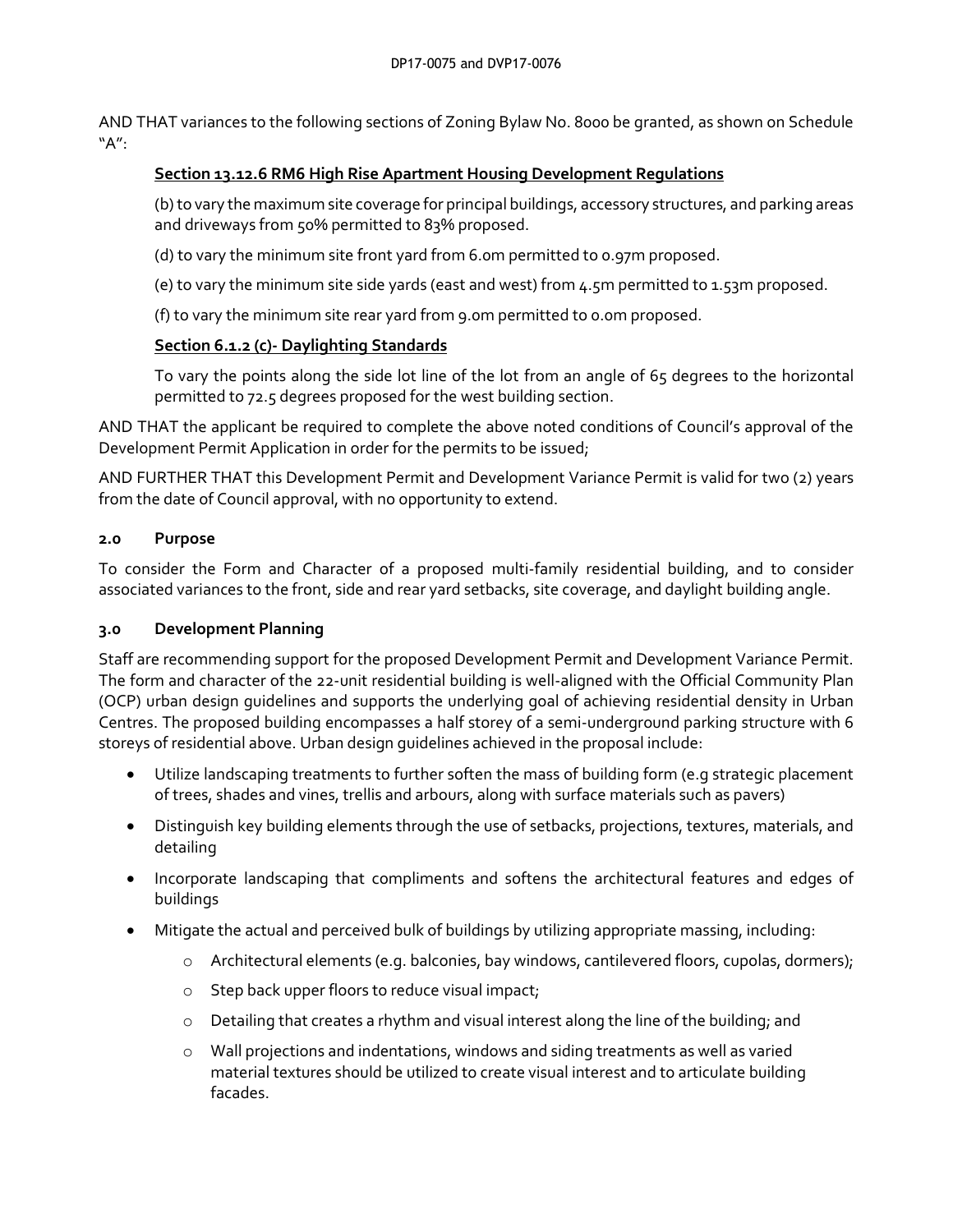AND THAT variances to the following sections of Zoning Bylaw No. 8000 be granted, as shown on Schedule "A":

**Section 13.12.6 RM6 High Rise Apartment Housing Development Regulations**

(b) to vary the maximum site coverage for principal buildings, accessory structures, and parking areas and driveways from 50% permitted to 83% proposed.

(d) to vary the minimum site front yard from 6.0m permitted to 0.97m proposed.

(e) to vary the minimum site side yards (east and west) from 4.5m permitted to 1.53m proposed.

(f) to vary the minimum site rear yard from 9.0m permitted to 0.0m proposed.

**Section 6.1.2 (c)- Daylighting Standards**

To vary the points along the side lot line of the lot from an angle of 65 degrees to the horizontal permitted to 72.5 degrees proposed for the west building section.

AND THAT the applicant be required to complete the above noted conditions of Council's approval of the Development Permit Application in order for the permits to be issued;

AND FURTHER THAT this Development Permit and Development Variance Permit is valid for two (2) years from the date of Council approval, with no opportunity to extend.

## 2.0 Purpose

To consider the Form and Character of a proposed multi-family residential building, and to consider associated variances to the front, side and rear yard setbacks, site coverage, and daylight building angle.

## 3.0 Development Planning

Staff are recommending support for the proposed Development Permit and Development Variance Permit. The form and character of the 22-unit residential building is well-aligned with the Official Community Plan (OCP) urban design guidelines and supports the underlying goal of achieving residential density in Urban Centres. The proposed building encompasses a half storey of a semi-underground parking structure with 6 storeys of residential above. Urban design guidelines achieved in the proposal include:

- Utilize landscaping treatments to further soften the mass of building form (e.g strategic placement of trees, shades and vines, trellis and arbours, along with surface materials such as pavers)
- Distinguish key building elements through the use of setbacks, projections, textures, materials, and detailing
- Incorporate landscaping that compliments and softens the architectural features and edges of buildings
- Mitigate the actual and perceived bulk of buildings by utilizing appropriate massing, including:
  - Architectural elements (e.g. balconies, bay windows, cantilevered floors, cupolas, dormers);
  - Step back upper floors to reduce visual impact;
  - Detailing that creates a rhythm and visual interest along the line of the building; and
  - Wall projections and indentations, windows and siding treatments as well as varied material textures should be utilized to create visual interest and to articulate building facades.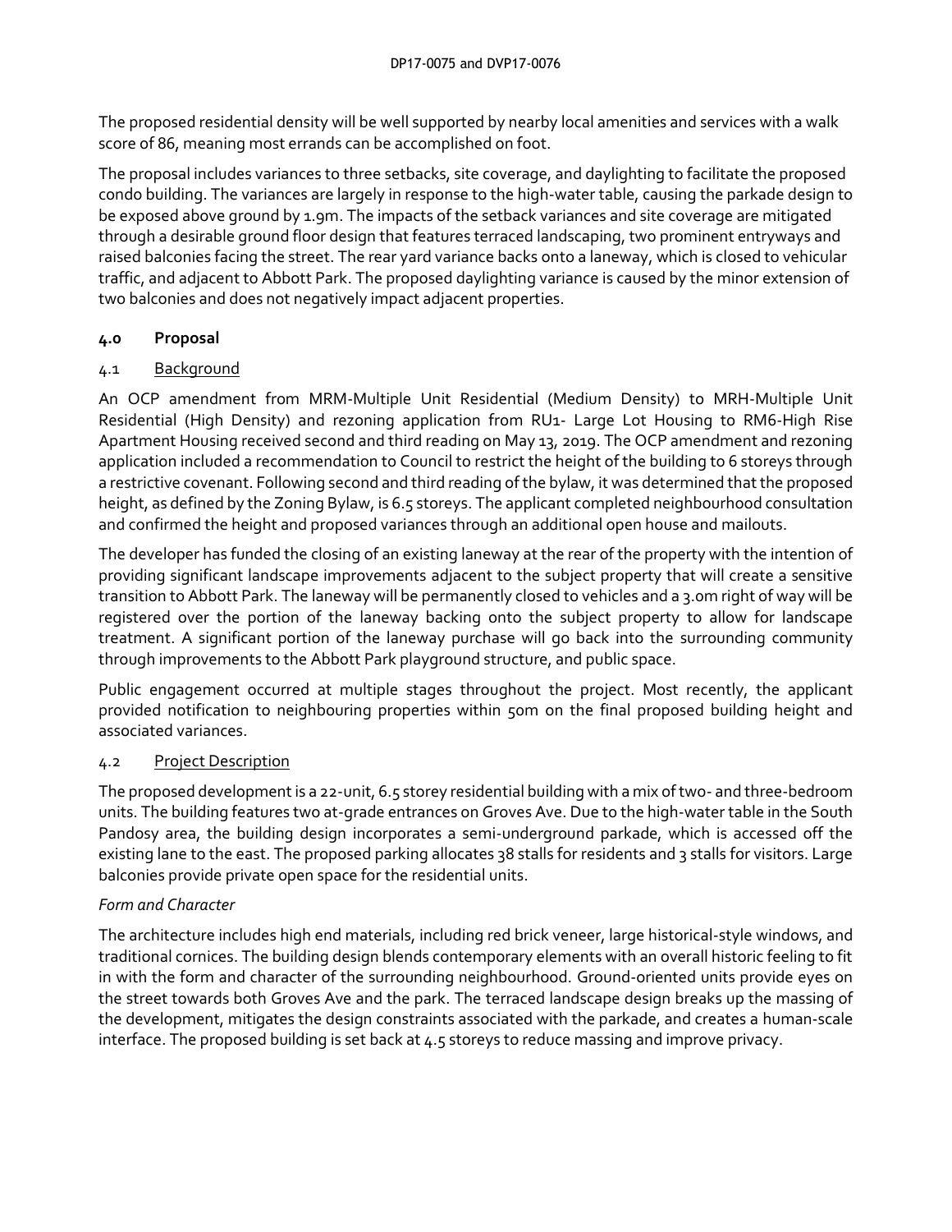The proposed residential density will be well supported by nearby local amenities and services with a walk score of 86, meaning most errands can be accomplished on foot.

The proposal includes variances to three setbacks, site coverage, and daylighting to facilitate the proposed condo building. The variances are largely in response to the high-water table, causing the parkade design to be exposed above ground by 1.9m. The impacts of the setback variances and site coverage are mitigated through a desirable ground floor design that features terraced landscaping, two prominent entryways and raised balconies facing the street. The rear yard variance backs onto a laneway, which is closed to vehicular traffic, and adjacent to Abbott Park. The proposed daylighting variance is caused by the minor extension of two balconies and does not negatively impact adjacent properties.

## 4.0 Proposal

### 4.1 Background

An OCP amendment from MRM-Multiple Unit Residential (Medium Density) to MRH-Multiple Unit Residential (High Density) and rezoning application from RU1- Large Lot Housing to RM6-High Rise Apartment Housing received second and third reading on May 13, 2019. The OCP amendment and rezoning application included a recommendation to Council to restrict the height of the building to 6 storeys through a restrictive covenant. Following second and third reading of the bylaw, it was determined that the proposed height, as defined by the Zoning Bylaw, is 6.5 storeys. The applicant completed neighbourhood consultation and confirmed the height and proposed variances through an additional open house and mailouts.

The developer has funded the closing of an existing laneway at the rear of the property with the intention of providing significant landscape improvements adjacent to the subject property that will create a sensitive transition to Abbott Park. The laneway will be permanently closed to vehicles and a 3.0m right of way will be registered over the portion of the laneway backing onto the subject property to allow for landscape treatment. A significant portion of the laneway purchase will go back into the surrounding community through improvements to the Abbott Park playground structure, and public space.

Public engagement occurred at multiple stages throughout the project. Most recently, the applicant provided notification to neighbouring properties within 50m on the final proposed building height and associated variances.

### 4.2 Project Description

The proposed development is a 22-unit, 6.5 storey residential building with a mix of two- and three-bedroom units. The building features two at-grade entrances on Groves Ave. Due to the high-water table in the South Pandosy area, the building design incorporates a semi-underground parkade, which is accessed off the existing lane to the east. The proposed parking allocates 38 stalls for residents and 3 stalls for visitors. Large balconies provide private open space for the residential units.

*Form and Character*

The architecture includes high end materials, including red brick veneer, large historical-style windows, and traditional cornices. The building design blends contemporary elements with an overall historic feeling to fit in with the form and character of the surrounding neighbourhood. Ground-oriented units provide eyes on the street towards both Groves Ave and the park. The terraced landscape design breaks up the massing of the development, mitigates the design constraints associated with the parkade, and creates a human-scale interface. The proposed building is set back at 4.5 storeys to reduce massing and improve privacy.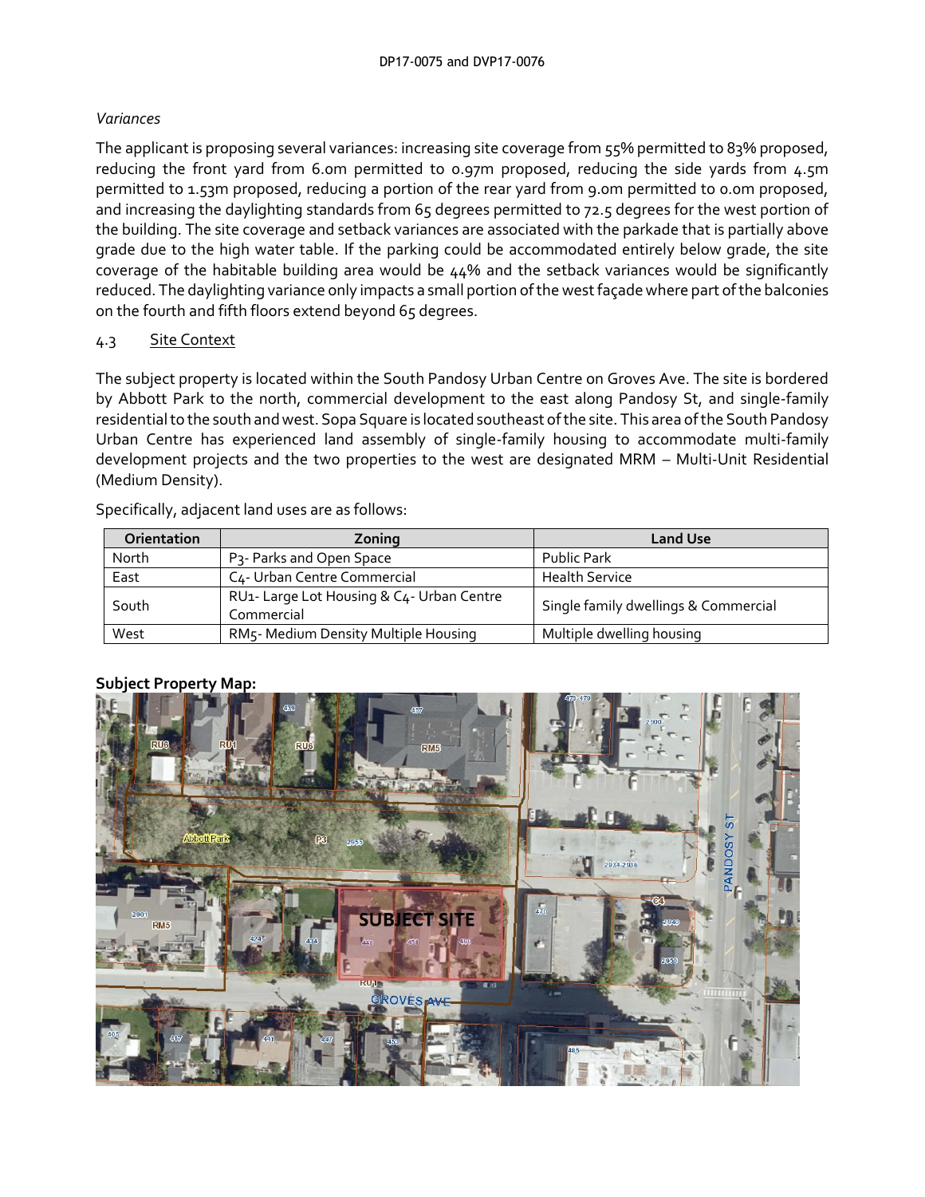*Variances*

The applicant is proposing several variances: increasing site coverage from 55% permitted to 83% proposed, reducing the front yard from 6.0m permitted to 0.97m proposed, reducing the side yards from 4.5m permitted to 1.53m proposed, reducing a portion of the rear yard from 9.0m permitted to 0.0m proposed, and increasing the daylighting standards from 65 degrees permitted to 72.5 degrees for the west portion of the building. The site coverage and setback variances are associated with the parkade that is partially above grade due to the high water table. If the parking could be accommodated entirely below grade, the site coverage of the habitable building area would be 44% and the setback variances would be significantly reduced. The daylighting variance only impacts a small portion of the west façade where part of the balconies on the fourth and fifth floors extend beyond 65 degrees.

### 4.3 Site Context

The subject property is located within the South Pandosy Urban Centre on Groves Ave. The site is bordered by Abbott Park to the north, commercial development to the east along Pandosy St, and single-family residential to the south and west. Sopa Square is located southeast of the site. This area of the South Pandosy Urban Centre has experienced land assembly of single-family housing to accommodate multi-family development projects and the two properties to the west are designated MRM – Multi-Unit Residential (Medium Density).

Specifically, adjacent land uses are as follows:

| Orientation | Zoning | Land Use |
|---|---|---|
| North | P3- Parks and Open Space | Public Park |
| East | C4- Urban Centre Commercial | Health Service |
| South | RU1- Large Lot Housing & C4- Urban Centre Commercial | Single family dwellings & Commercial |
| West | RM5- Medium Density Multiple Housing | Multiple dwelling housing |

**Subject Property Map:**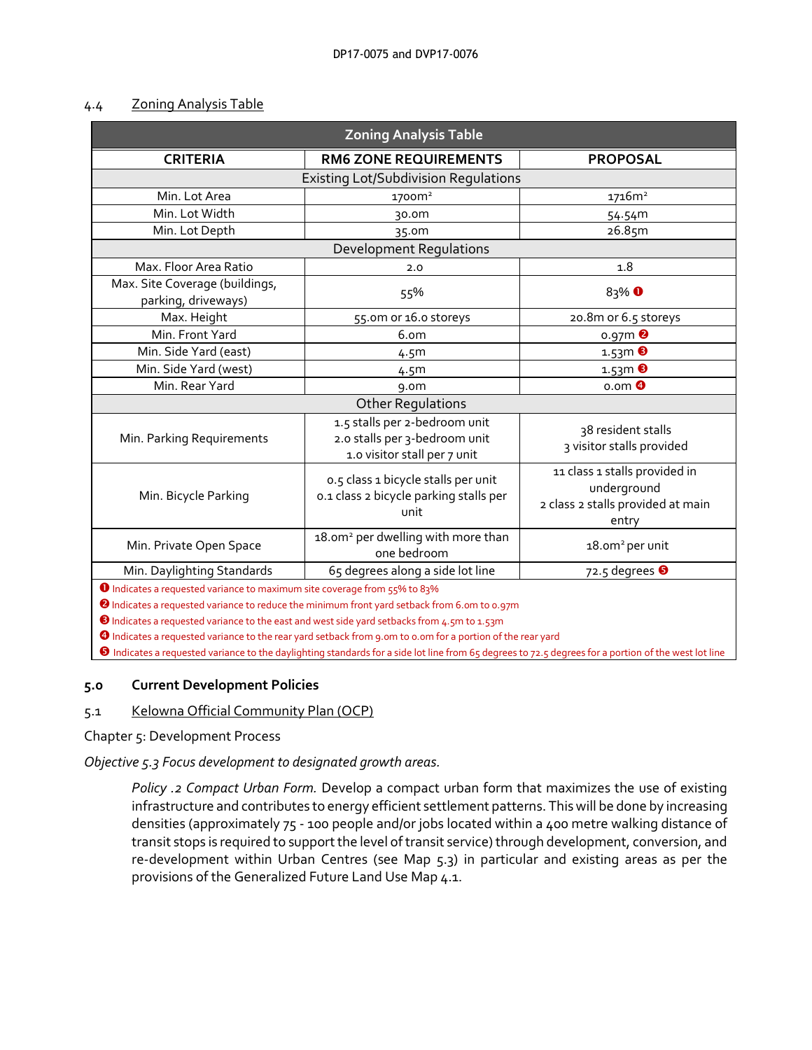## 4.4 Zoning Analysis Table

| Zoning Analysis Table | | |
|---|---|---|
| **CRITERIA** | **RM6 ZONE REQUIREMENTS** | **PROPOSAL** |
| Existing Lot/Subdivision Regulations | | |
| Min. Lot Area | 1700m² | 1716m² |
| Min. Lot Width | 30.0m | 54.54m |
| Min. Lot Depth | 35.0m | 26.85m |
| Development Regulations | | |
| Max. Floor Area Ratio | 2.0 | 1.8 |
| Max. Site Coverage (buildings, parking, driveways) | 55% | 83% ❶ |
| Max. Height | 55.0m or 16.0 storeys | 20.8m or 6.5 storeys |
| Min. Front Yard | 6.0m | 0.97m ❷ |
| Min. Side Yard (east) | 4.5m | 1.53m ❸ |
| Min. Side Yard (west) | 4.5m | 1.53m ❸ |
| Min. Rear Yard | 9.0m | 0.0m ❹ |
| Other Regulations | | |
| Min. Parking Requirements | 1.5 stalls per 2-bedroom unit<br>2.0 stalls per 3-bedroom unit<br>1.0 visitor stall per 7 unit | 38 resident stalls<br>3 visitor stalls provided |
| Min. Bicycle Parking | 0.5 class 1 bicycle stalls per unit<br>0.1 class 2 bicycle parking stalls per unit | 11 class 1 stalls provided in underground<br>2 class 2 stalls provided at main entry |
| Min. Private Open Space | 18.0m² per dwelling with more than one bedroom | 18.0m² per unit |
| Min. Daylighting Standards | 65 degrees along a side lot line | 72.5 degrees ❺ |

❶ Indicates a requested variance to maximum site coverage from 55% to 83%
❷ Indicates a requested variance to reduce the minimum front yard setback from 6.0m to 0.97m
❸ Indicates a requested variance to the east and west side yard setbacks from 4.5m to 1.53m
❹ Indicates a requested variance to the rear yard setback from 9.0m to 0.0m for a portion of the rear yard
❺ Indicates a requested variance to the daylighting standards for a side lot line from 65 degrees to 72.5 degrees for a portion of the west lot line

## 5.0 Current Development Policies

### 5.1 Kelowna Official Community Plan (OCP)

Chapter 5: Development Process

*Objective 5.3 Focus development to designated growth areas.*

> *Policy .2 Compact Urban Form.* Develop a compact urban form that maximizes the use of existing infrastructure and contributes to energy efficient settlement patterns. This will be done by increasing densities (approximately 75 - 100 people and/or jobs located within a 400 metre walking distance of transit stops is required to support the level of transit service) through development, conversion, and re-development within Urban Centres (see Map 5.3) in particular and existing areas as per the provisions of the Generalized Future Land Use Map 4.1.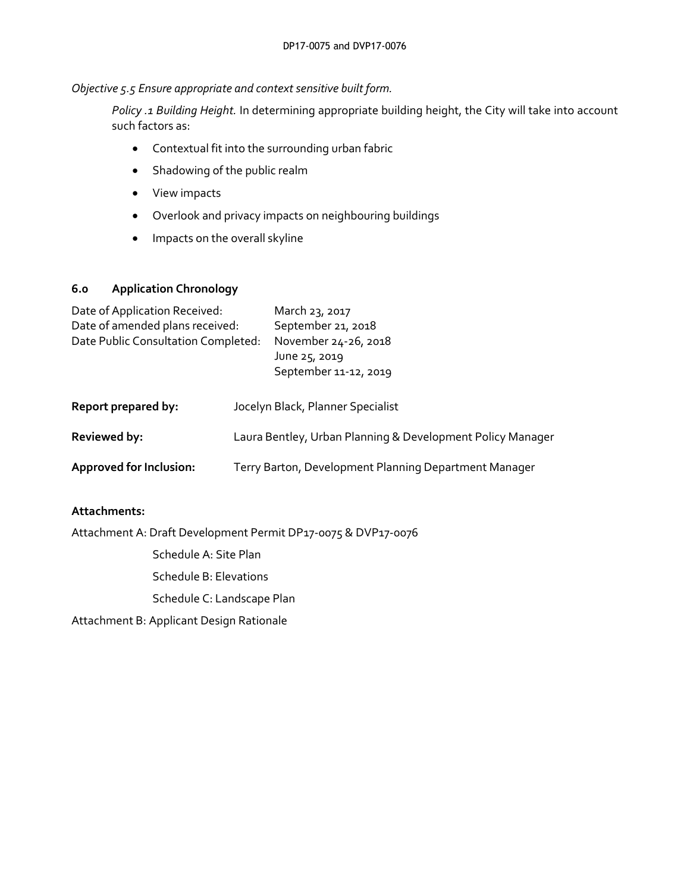*Objective 5.5 Ensure appropriate and context sensitive built form.*

*Policy .1 Building Height.* In determining appropriate building height, the City will take into account such factors as:

- Contextual fit into the surrounding urban fabric
- Shadowing of the public realm
- View impacts
- Overlook and privacy impacts on neighbouring buildings
- Impacts on the overall skyline

## 6.0 Application Chronology

| | |
|---|---|
| Date of Application Received: | March 23, 2017 |
| Date of amended plans received: | September 21, 2018 |
| Date Public Consultation Completed: | November 24-26, 2018<br>June 25, 2019<br>September 11-12, 2019 |

**Report prepared by:** Jocelyn Black, Planner Specialist

**Reviewed by:** Laura Bentley, Urban Planning & Development Policy Manager

**Approved for Inclusion:** Terry Barton, Development Planning Department Manager

**Attachments:**

Attachment A: Draft Development Permit DP17-0075 & DVP17-0076

- Schedule A: Site Plan
- Schedule B: Elevations
- Schedule C: Landscape Plan

Attachment B: Applicant Design Rationale